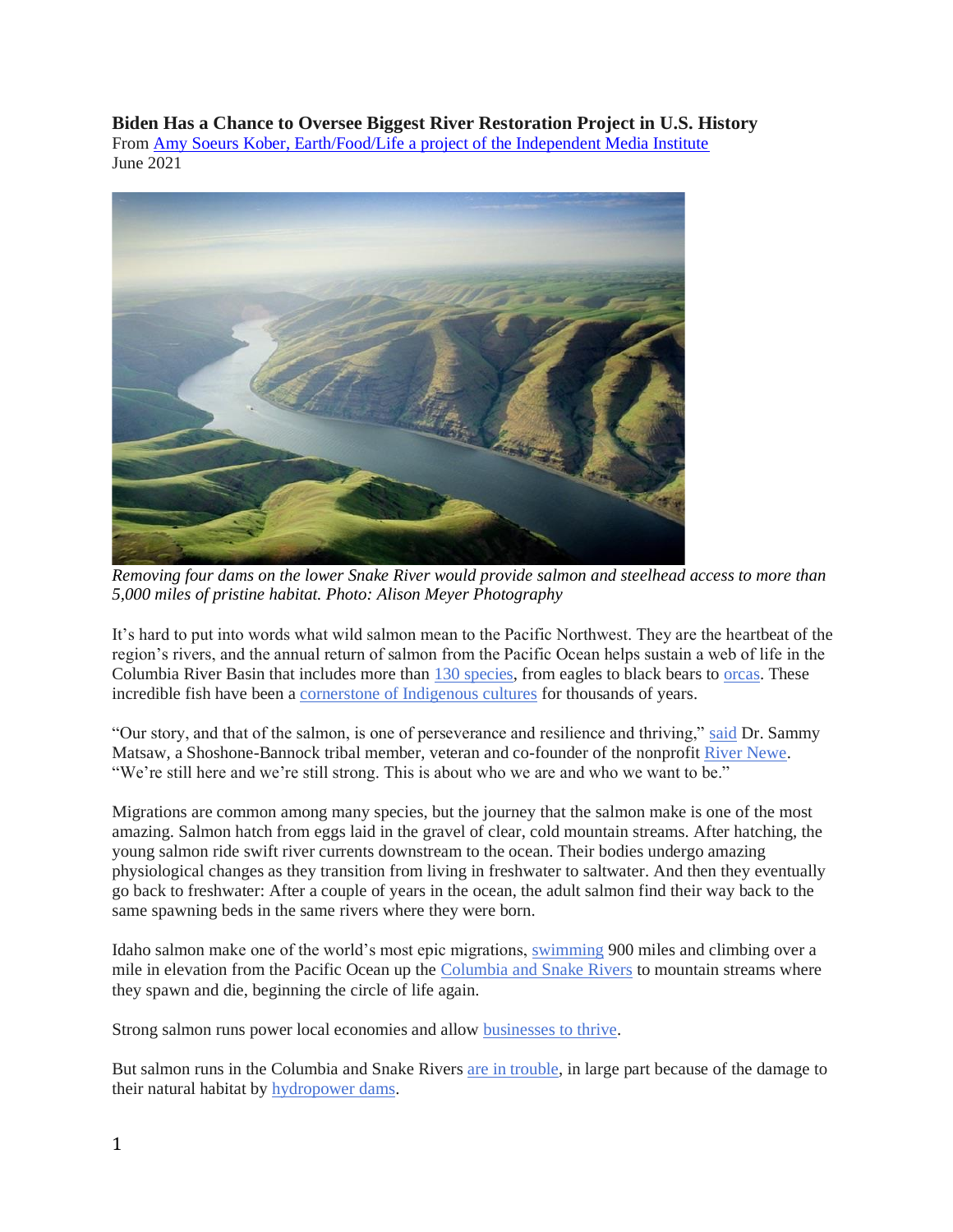**Biden Has a Chance to Oversee Biggest River Restoration Project in U.S. History**
From Amy Soeurs Kober, Earth/Food/Life a project of the Independent Media Institute
June 2021

*Removing four dams on the lower Snake River would provide salmon and steelhead access to more than 5,000 miles of pristine habitat. Photo: Alison Meyer Photography*

It's hard to put into words what wild salmon mean to the Pacific Northwest. They are the heartbeat of the region's rivers, and the annual return of salmon from the Pacific Ocean helps sustain a web of life in the Columbia River Basin that includes more than 130 species, from eagles to black bears to orcas. These incredible fish have been a cornerstone of Indigenous cultures for thousands of years.

"Our story, and that of the salmon, is one of perseverance and resilience and thriving," said Dr. Sammy Matsaw, a Shoshone-Bannock tribal member, veteran and co-founder of the nonprofit River Newe. "We're still here and we're still strong. This is about who we are and who we want to be."

Migrations are common among many species, but the journey that the salmon make is one of the most amazing. Salmon hatch from eggs laid in the gravel of clear, cold mountain streams. After hatching, the young salmon ride swift river currents downstream to the ocean. Their bodies undergo amazing physiological changes as they transition from living in freshwater to saltwater. And then they eventually go back to freshwater: After a couple of years in the ocean, the adult salmon find their way back to the same spawning beds in the same rivers where they were born.

Idaho salmon make one of the world's most epic migrations, swimming 900 miles and climbing over a mile in elevation from the Pacific Ocean up the Columbia and Snake Rivers to mountain streams where they spawn and die, beginning the circle of life again.

Strong salmon runs power local economies and allow businesses to thrive.

But salmon runs in the Columbia and Snake Rivers are in trouble, in large part because of the damage to their natural habitat by hydropower dams.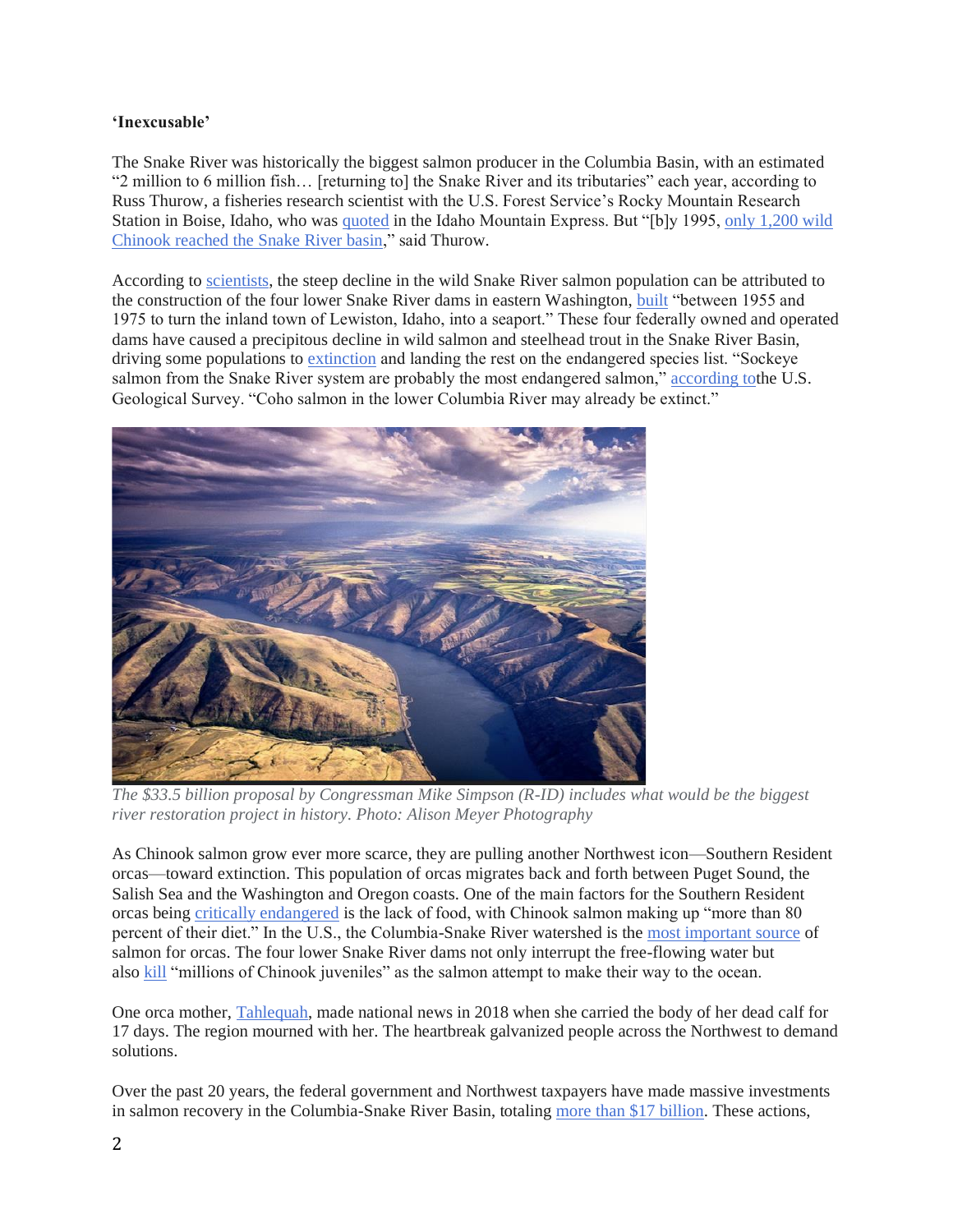**'Inexcusable'**

The Snake River was historically the biggest salmon producer in the Columbia Basin, with an estimated "2 million to 6 million fish… [returning to] the Snake River and its tributaries" each year, according to Russ Thurow, a fisheries research scientist with the U.S. Forest Service's Rocky Mountain Research Station in Boise, Idaho, who was quoted in the Idaho Mountain Express. But "[b]y 1995, only 1,200 wild Chinook reached the Snake River basin," said Thurow.

According to scientists, the steep decline in the wild Snake River salmon population can be attributed to the construction of the four lower Snake River dams in eastern Washington, built "between 1955 and 1975 to turn the inland town of Lewiston, Idaho, into a seaport." These four federally owned and operated dams have caused a precipitous decline in wild salmon and steelhead trout in the Snake River Basin, driving some populations to extinction and landing the rest on the endangered species list. "Sockeye salmon from the Snake River system are probably the most endangered salmon," according tothe U.S. Geological Survey. "Coho salmon in the lower Columbia River may already be extinct."

*The $33.5 billion proposal by Congressman Mike Simpson (R-ID) includes what would be the biggest river restoration project in history. Photo: Alison Meyer Photography*

As Chinook salmon grow ever more scarce, they are pulling another Northwest icon—Southern Resident orcas—toward extinction. This population of orcas migrates back and forth between Puget Sound, the Salish Sea and the Washington and Oregon coasts. One of the main factors for the Southern Resident orcas being critically endangered is the lack of food, with Chinook salmon making up "more than 80 percent of their diet." In the U.S., the Columbia-Snake River watershed is the most important source of salmon for orcas. The four lower Snake River dams not only interrupt the free-flowing water but also kill "millions of Chinook juveniles" as the salmon attempt to make their way to the ocean.

One orca mother, Tahlequah, made national news in 2018 when she carried the body of her dead calf for 17 days. The region mourned with her. The heartbreak galvanized people across the Northwest to demand solutions.

Over the past 20 years, the federal government and Northwest taxpayers have made massive investments in salmon recovery in the Columbia-Snake River Basin, totaling more than $17 billion. These actions,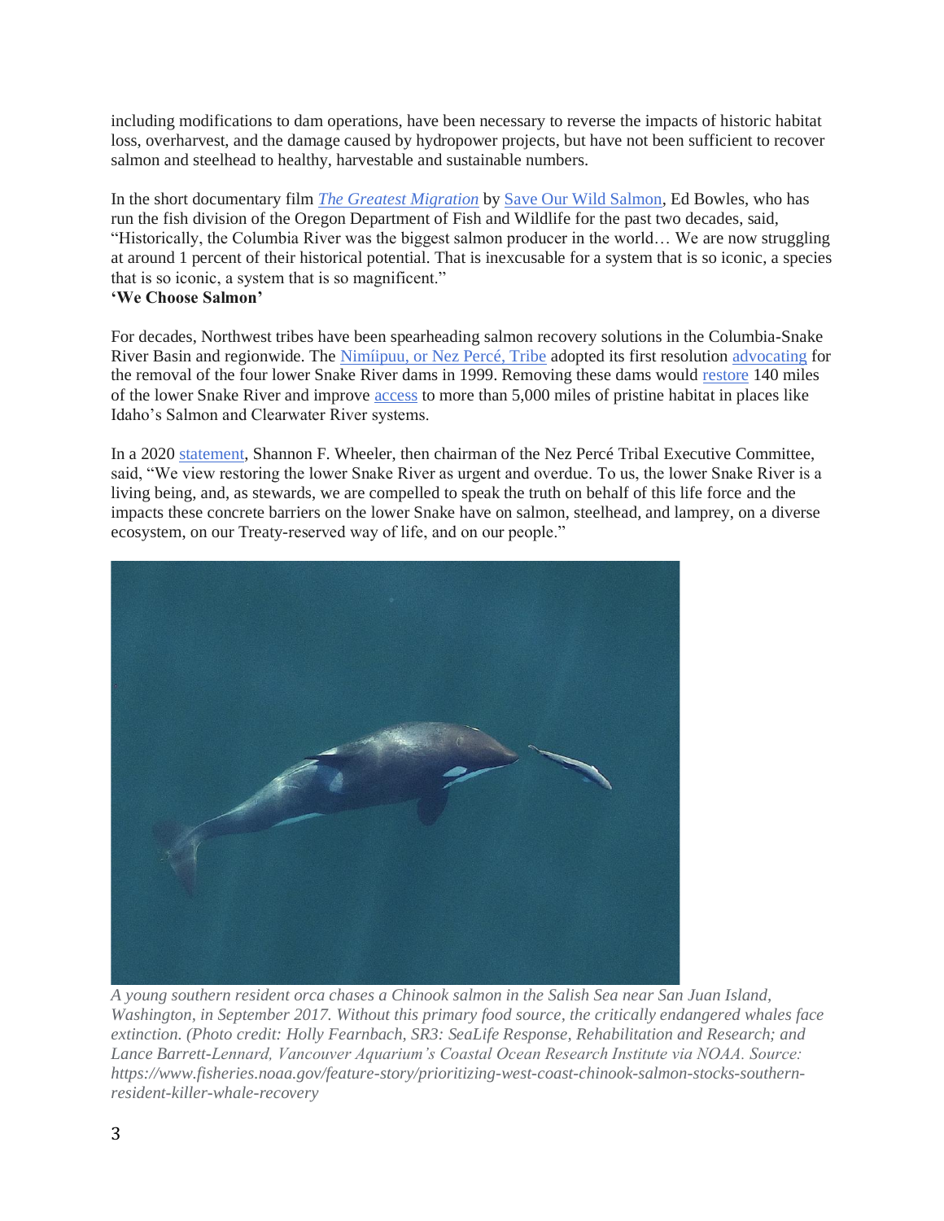including modifications to dam operations, have been necessary to reverse the impacts of historic habitat loss, overharvest, and the damage caused by hydropower projects, but have not been sufficient to recover salmon and steelhead to healthy, harvestable and sustainable numbers.

In the short documentary film *The Greatest Migration* by Save Our Wild Salmon, Ed Bowles, who has run the fish division of the Oregon Department of Fish and Wildlife for the past two decades, said, "Historically, the Columbia River was the biggest salmon producer in the world… We are now struggling at around 1 percent of their historical potential. That is inexcusable for a system that is so iconic, a species that is so iconic, a system that is so magnificent."

**'We Choose Salmon'**

For decades, Northwest tribes have been spearheading salmon recovery solutions in the Columbia-Snake River Basin and regionwide. The Nimíipuu, or Nez Percé, Tribe adopted its first resolution advocating for the removal of the four lower Snake River dams in 1999. Removing these dams would restore 140 miles of the lower Snake River and improve access to more than 5,000 miles of pristine habitat in places like Idaho's Salmon and Clearwater River systems.

In a 2020 statement, Shannon F. Wheeler, then chairman of the Nez Percé Tribal Executive Committee, said, "We view restoring the lower Snake River as urgent and overdue. To us, the lower Snake River is a living being, and, as stewards, we are compelled to speak the truth on behalf of this life force and the impacts these concrete barriers on the lower Snake have on salmon, steelhead, and lamprey, on a diverse ecosystem, on our Treaty-reserved way of life, and on our people."

*A young southern resident orca chases a Chinook salmon in the Salish Sea near San Juan Island, Washington, in September 2017. Without this primary food source, the critically endangered whales face extinction. (Photo credit: Holly Fearnbach, SR3: SeaLife Response, Rehabilitation and Research; and Lance Barrett-Lennard, Vancouver Aquarium's Coastal Ocean Research Institute via NOAA. Source: https://www.fisheries.noaa.gov/feature-story/prioritizing-west-coast-chinook-salmon-stocks-southern-resident-killer-whale-recovery*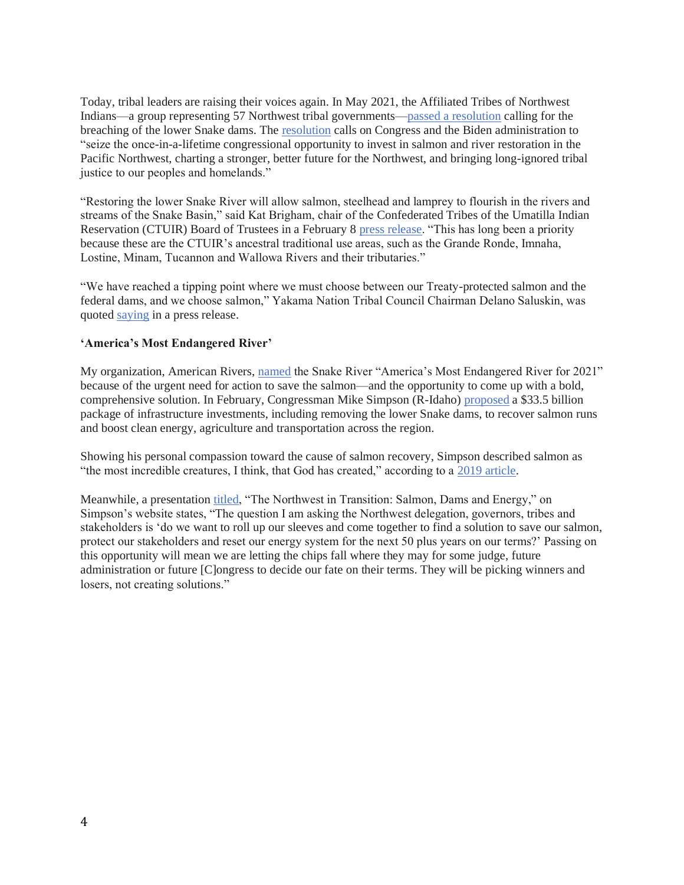Today, tribal leaders are raising their voices again. In May 2021, the Affiliated Tribes of Northwest Indians—a group representing 57 Northwest tribal governments—passed a resolution calling for the breaching of the lower Snake dams. The resolution calls on Congress and the Biden administration to "seize the once-in-a-lifetime congressional opportunity to invest in salmon and river restoration in the Pacific Northwest, charting a stronger, better future for the Northwest, and bringing long-ignored tribal justice to our peoples and homelands."

"Restoring the lower Snake River will allow salmon, steelhead and lamprey to flourish in the rivers and streams of the Snake Basin," said Kat Brigham, chair of the Confederated Tribes of the Umatilla Indian Reservation (CTUIR) Board of Trustees in a February 8 press release. "This has long been a priority because these are the CTUIR's ancestral traditional use areas, such as the Grande Ronde, Imnaha, Lostine, Minam, Tucannon and Wallowa Rivers and their tributaries."

"We have reached a tipping point where we must choose between our Treaty-protected salmon and the federal dams, and we choose salmon," Yakama Nation Tribal Council Chairman Delano Saluskin, was quoted saying in a press release.

**'America's Most Endangered River'**

My organization, American Rivers, named the Snake River "America's Most Endangered River for 2021" because of the urgent need for action to save the salmon—and the opportunity to come up with a bold, comprehensive solution. In February, Congressman Mike Simpson (R-Idaho) proposed a $33.5 billion package of infrastructure investments, including removing the lower Snake dams, to recover salmon runs and boost clean energy, agriculture and transportation across the region.

Showing his personal compassion toward the cause of salmon recovery, Simpson described salmon as "the most incredible creatures, I think, that God has created," according to a 2019 article.

Meanwhile, a presentation titled, "The Northwest in Transition: Salmon, Dams and Energy," on Simpson's website states, "The question I am asking the Northwest delegation, governors, tribes and stakeholders is 'do we want to roll up our sleeves and come together to find a solution to save our salmon, protect our stakeholders and reset our energy system for the next 50 plus years on our terms?' Passing on this opportunity will mean we are letting the chips fall where they may for some judge, future administration or future [C]ongress to decide our fate on their terms. They will be picking winners and losers, not creating solutions."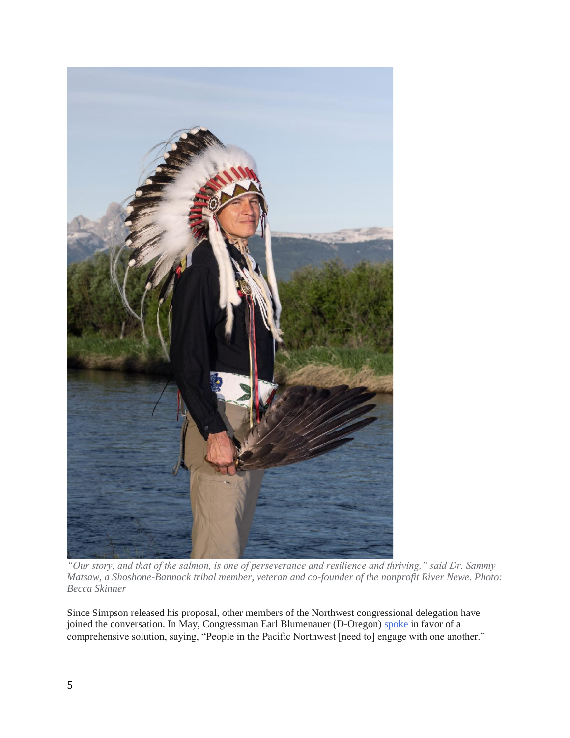*"Our story, and that of the salmon, is one of perseverance and resilience and thriving," said Dr. Sammy Matsaw, a Shoshone-Bannock tribal member, veteran and co-founder of the nonprofit River Newe. Photo: Becca Skinner*

Since Simpson released his proposal, other members of the Northwest congressional delegation have joined the conversation. In May, Congressman Earl Blumenauer (D-Oregon) spoke in favor of a comprehensive solution, saying, "People in the Pacific Northwest [need to] engage with one another."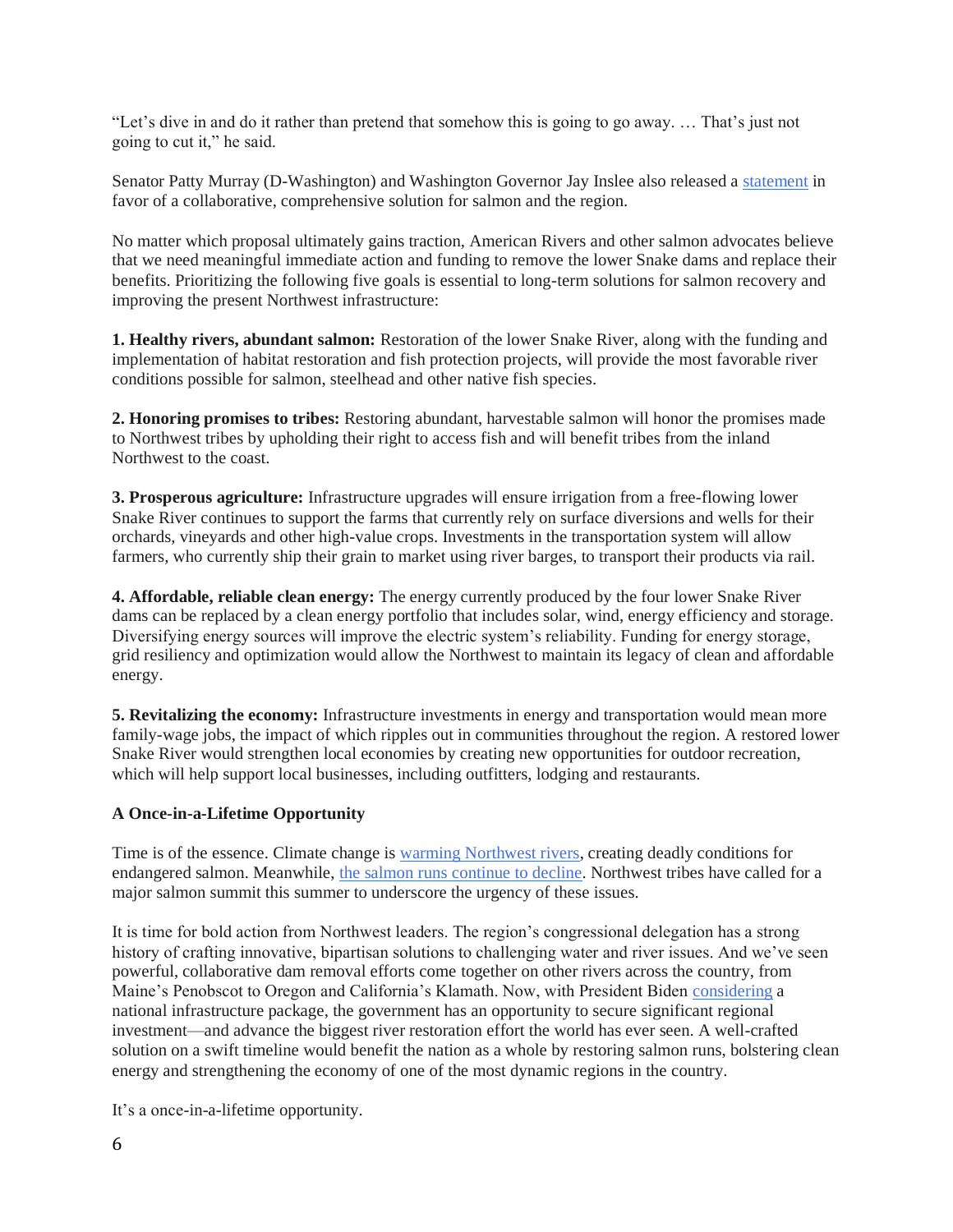"Let's dive in and do it rather than pretend that somehow this is going to go away. … That's just not going to cut it," he said.

Senator Patty Murray (D-Washington) and Washington Governor Jay Inslee also released a statement in favor of a collaborative, comprehensive solution for salmon and the region.

No matter which proposal ultimately gains traction, American Rivers and other salmon advocates believe that we need meaningful immediate action and funding to remove the lower Snake dams and replace their benefits. Prioritizing the following five goals is essential to long-term solutions for salmon recovery and improving the present Northwest infrastructure:

**1. Healthy rivers, abundant salmon:** Restoration of the lower Snake River, along with the funding and implementation of habitat restoration and fish protection projects, will provide the most favorable river conditions possible for salmon, steelhead and other native fish species.

**2. Honoring promises to tribes:** Restoring abundant, harvestable salmon will honor the promises made to Northwest tribes by upholding their right to access fish and will benefit tribes from the inland Northwest to the coast.

**3. Prosperous agriculture:** Infrastructure upgrades will ensure irrigation from a free-flowing lower Snake River continues to support the farms that currently rely on surface diversions and wells for their orchards, vineyards and other high-value crops. Investments in the transportation system will allow farmers, who currently ship their grain to market using river barges, to transport their products via rail.

**4. Affordable, reliable clean energy:** The energy currently produced by the four lower Snake River dams can be replaced by a clean energy portfolio that includes solar, wind, energy efficiency and storage. Diversifying energy sources will improve the electric system's reliability. Funding for energy storage, grid resiliency and optimization would allow the Northwest to maintain its legacy of clean and affordable energy.

**5. Revitalizing the economy:** Infrastructure investments in energy and transportation would mean more family-wage jobs, the impact of which ripples out in communities throughout the region. A restored lower Snake River would strengthen local economies by creating new opportunities for outdoor recreation, which will help support local businesses, including outfitters, lodging and restaurants.

**A Once-in-a-Lifetime Opportunity**

Time is of the essence. Climate change is warming Northwest rivers, creating deadly conditions for endangered salmon. Meanwhile, the salmon runs continue to decline. Northwest tribes have called for a major salmon summit this summer to underscore the urgency of these issues.

It is time for bold action from Northwest leaders. The region's congressional delegation has a strong history of crafting innovative, bipartisan solutions to challenging water and river issues. And we've seen powerful, collaborative dam removal efforts come together on other rivers across the country, from Maine's Penobscot to Oregon and California's Klamath. Now, with President Biden considering a national infrastructure package, the government has an opportunity to secure significant regional investment—and advance the biggest river restoration effort the world has ever seen. A well-crafted solution on a swift timeline would benefit the nation as a whole by restoring salmon runs, bolstering clean energy and strengthening the economy of one of the most dynamic regions in the country.

It's a once-in-a-lifetime opportunity.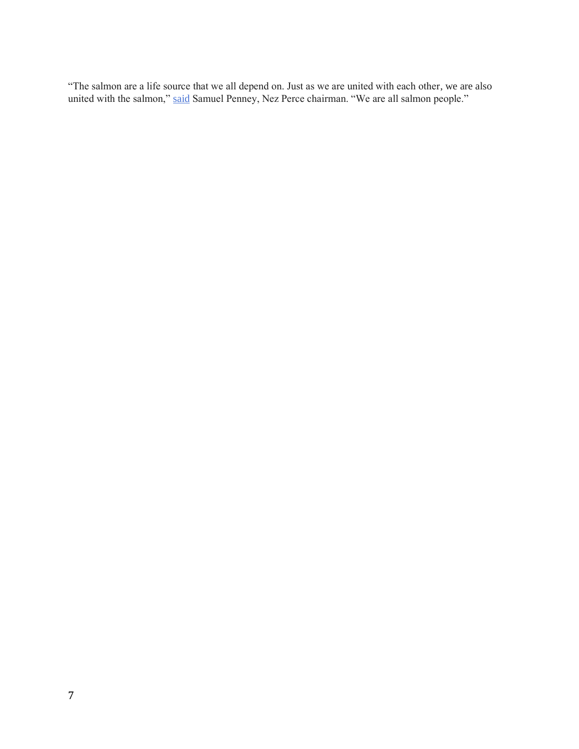"The salmon are a life source that we all depend on. Just as we are united with each other, we are also united with the salmon," said Samuel Penney, Nez Perce chairman. "We are all salmon people."